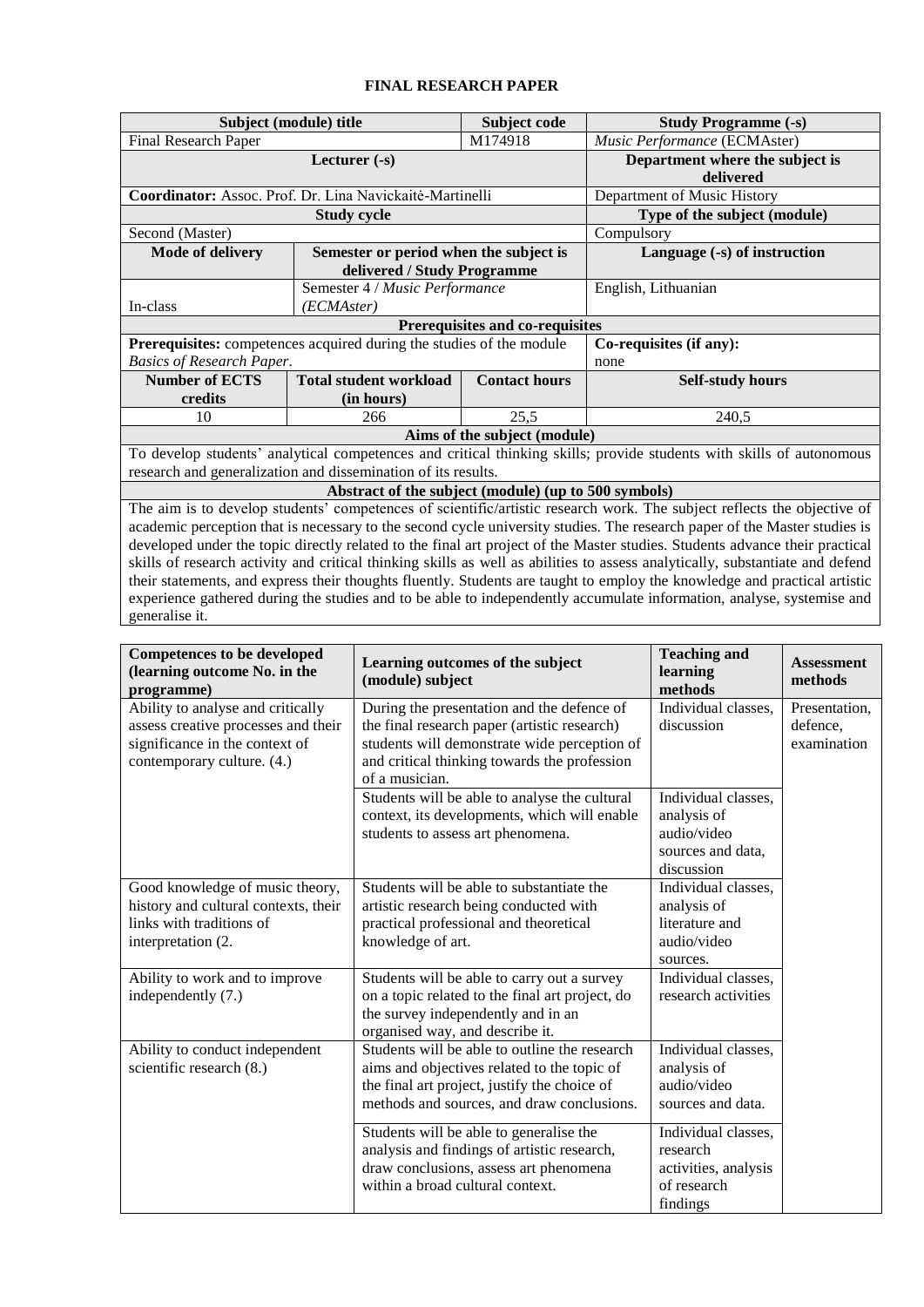# FINAL RESEARCH PAPER

| Subject (module) title | | Subject code | Study Programme (-s) |
|---|---|---|---|
| Final Research Paper | | M174918 | *Music Performance* (ECMAster) |
| Lecturer (-s) | | | Department where the subject is delivered |
| **Coordinator:** Assoc. Prof. Dr. Lina Navickaitė-Martinelli | | | Department of Music History |
| Study cycle | | | Type of the subject (module) |
| Second (Master) | | | Compulsory |
| **Mode of delivery** | **Semester or period when the subject is delivered / Study Programme** | | **Language (-s) of instruction** |
| In-class | Semester 4 / *Music Performance (ECMAster)* | | English, Lithuanian |
| **Prerequisites and co-requisites** | | | |
| **Prerequisites:** competences acquired during the studies of the module *Basics of Research Paper*. | | | **Co-requisites (if any):** none |
| **Number of ECTS credits** | **Total student workload (in hours)** | **Contact hours** | **Self-study hours** |
| 10 | 266 | 25,5 | 240,5 |
| **Aims of the subject (module)** | | | |
| To develop students' analytical competences and critical thinking skills; provide students with skills of autonomous research and generalization and dissemination of its results. | | | |
| **Abstract of the subject (module) (up to 500 symbols)** | | | |
| The aim is to develop students' competences of scientific/artistic research work. The subject reflects the objective of academic perception that is necessary to the second cycle university studies. The research paper of the Master studies is developed under the topic directly related to the final art project of the Master studies. Students advance their practical skills of research activity and critical thinking skills as well as abilities to assess analytically, substantiate and defend their statements, and express their thoughts fluently. Students are taught to employ the knowledge and practical artistic experience gathered during the studies and to be able to independently accumulate information, analyse, systemise and generalise it. | | | |

| Competences to be developed (learning outcome No. in the programme) | Learning outcomes of the subject (module) subject | Teaching and learning methods | Assessment methods |
|---|---|---|---|
| Ability to analyse and critically assess creative processes and their significance in the context of contemporary culture. (4.) | During the presentation and the defence of the final research paper (artistic research) students will demonstrate wide perception of and critical thinking towards the profession of a musician. | Individual classes, discussion | Presentation, defence, examination |
| | Students will be able to analyse the cultural context, its developments, which will enable students to assess art phenomena. | Individual classes, analysis of audio/video sources and data, discussion | |
| Good knowledge of music theory, history and cultural contexts, their links with traditions of interpretation (2. | Students will be able to substantiate the artistic research being conducted with practical professional and theoretical knowledge of art. | Individual classes, analysis of literature and audio/video sources. | |
| Ability to work and to improve independently (7.) | Students will be able to carry out a survey on a topic related to the final art project, do the survey independently and in an organised way, and describe it. | Individual classes, research activities | |
| Ability to conduct independent scientific research (8.) | Students will be able to outline the research aims and objectives related to the topic of the final art project, justify the choice of methods and sources, and draw conclusions. | Individual classes, analysis of audio/video sources and data. | |
| | Students will be able to generalise the analysis and findings of artistic research, draw conclusions, assess art phenomena within a broad cultural context. | Individual classes, research activities, analysis of research findings | |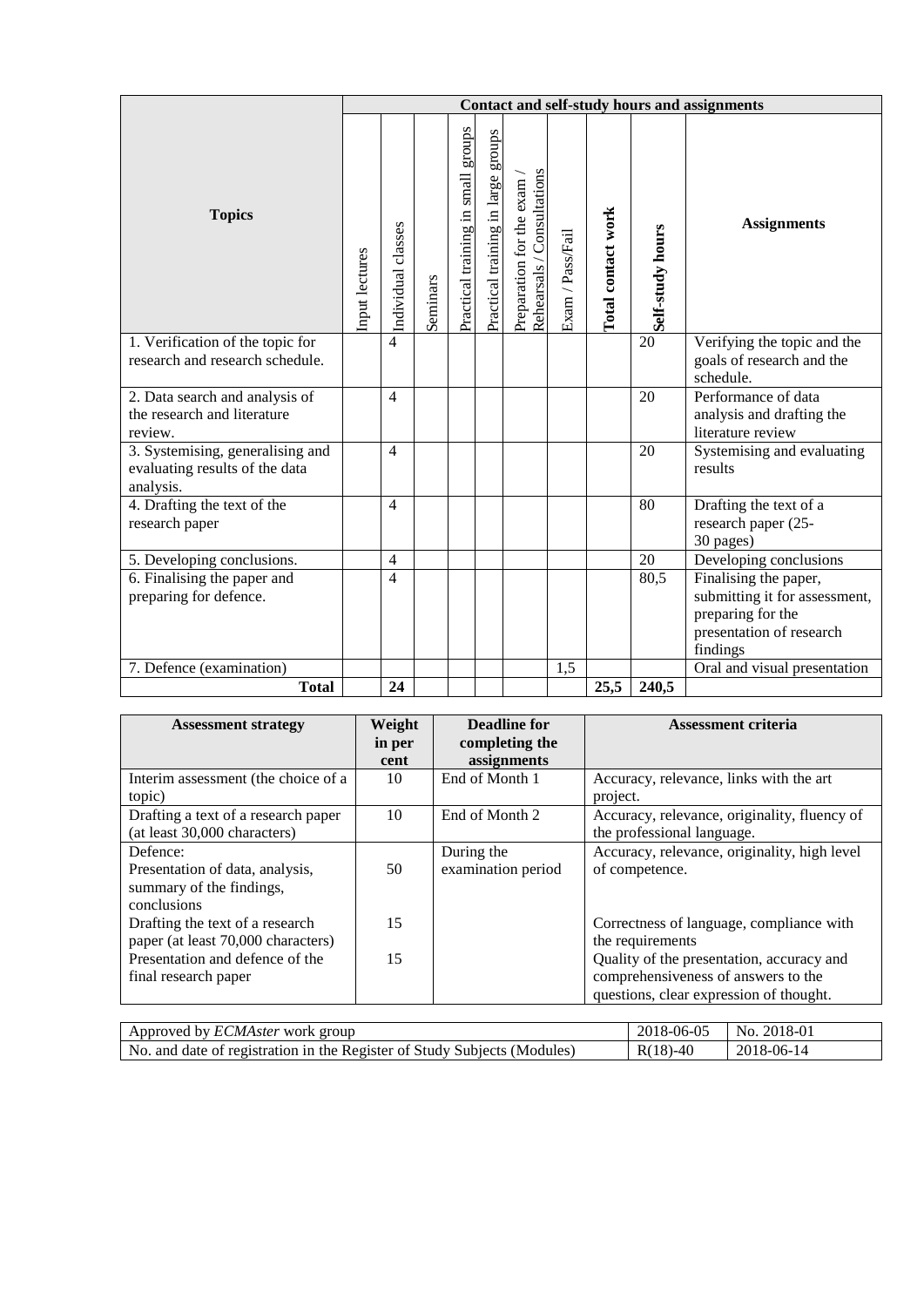| Topics | Contact and self-study hours and assignments | | | | | | | | | |
|---|---|---|---|---|---|---|---|---|---|---|
| | Input lectures | Individual classes | Seminars | Practical training in small groups | Practical training in large groups | Preparation for the exam / Rehearsals / Consultations | Exam / Pass/Fail | **Total contact work** | **Self-study hours** | **Assignments** |
| 1. Verification of the topic for research and research schedule. | | 4 | | | | | | | 20 | Verifying the topic and the goals of research and the schedule. |
| 2. Data search and analysis of the research and literature review. | | 4 | | | | | | | 20 | Performance of data analysis and drafting the literature review |
| 3. Systemising, generalising and evaluating results of the data analysis. | | 4 | | | | | | | 20 | Systemising and evaluating results |
| 4. Drafting the text of the research paper | | 4 | | | | | | | 80 | Drafting the text of a research paper (25-30 pages) |
| 5. Developing conclusions. | | 4 | | | | | | | 20 | Developing conclusions |
| 6. Finalising the paper and preparing for defence. | | 4 | | | | | | | 80,5 | Finalising the paper, submitting it for assessment, preparing for the presentation of research findings |
| 7. Defence (examination) | | | | | | | 1,5 | | | Oral and visual presentation |
| **Total** | | **24** | | | | | | **25,5** | **240,5** | |

| Assessment strategy | Weight in per cent | Deadline for completing the assignments | Assessment criteria |
|---|---|---|---|
| Interim assessment (the choice of a topic) | 10 | End of Month 1 | Accuracy, relevance, links with the art project. |
| Drafting a text of a research paper (at least 30,000 characters) | 10 | End of Month 2 | Accuracy, relevance, originality, fluency of the professional language. |
| Defence:<br>Presentation of data, analysis, summary of the findings, conclusions | 50 | During the examination period | Accuracy, relevance, originality, high level of competence. |
| Drafting the text of a research paper (at least 70,000 characters) | 15 | | Correctness of language, compliance with the requirements |
| Presentation and defence of the final research paper | 15 | | Quality of the presentation, accuracy and comprehensiveness of answers to the questions, clear expression of thought. |

| | | |
|---|---|---|
| Approved by *ECMAster* work group | 2018-06-05 | No. 2018-01 |
| No. and date of registration in the Register of Study Subjects (Modules) | R(18)-40 | 2018-06-14 |